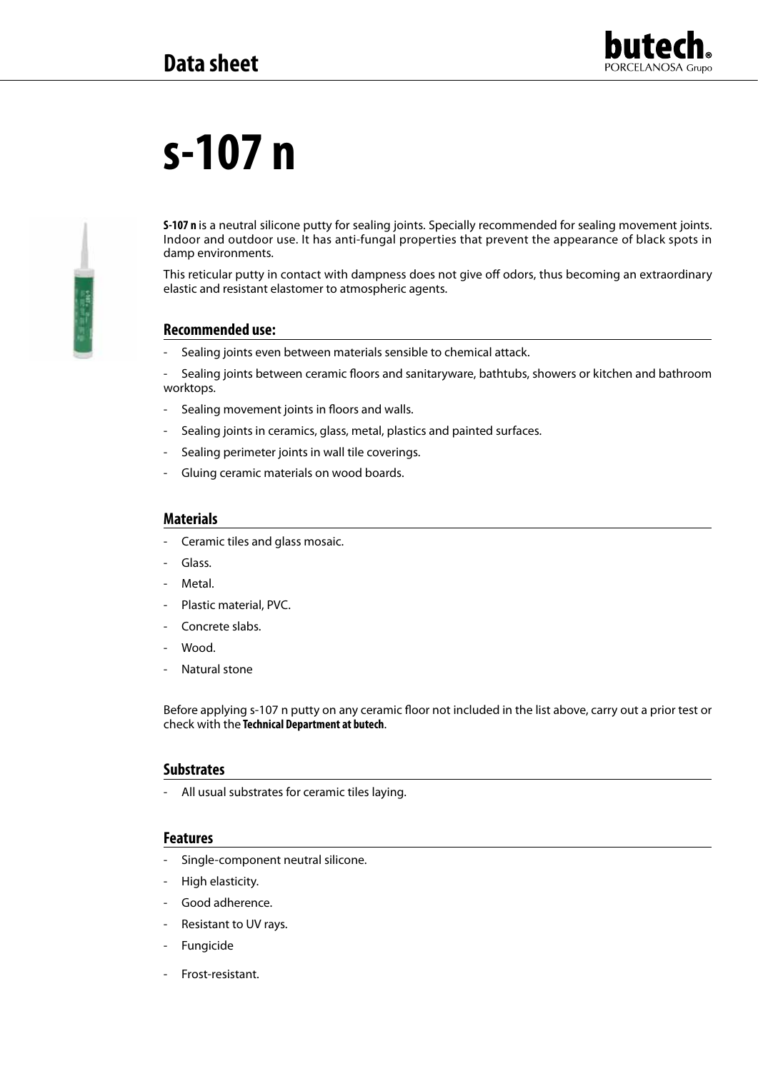# s-107 n

**S-107 n** is a neutral silicone putty for sealing joints. Specially recommended for sealing movement joints. Indoor and outdoor use. It has anti-fungal properties that prevent the appearance of black spots in damp environments.

This reticular putty in contact with dampness does not give off odors, thus becoming an extraordinary elastic and resistant elastomer to atmospheric agents.

## Recommended use:

- Sealing joints even between materials sensible to chemical attack.
- Sealing joints between ceramic floors and sanitaryware, bathtubs, showers or kitchen and bathroom worktops.
- Sealing movement joints in floors and walls.
- Sealing joints in ceramics, glass, metal, plastics and painted surfaces.
- Sealing perimeter joints in wall tile coverings.
- Gluing ceramic materials on wood boards.

## Materials

- Ceramic tiles and glass mosaic.
- Glass.
- Metal.
- Plastic material, PVC.
- Concrete slabs.
- Wood.
- Natural stone

Before applying s-107 n putty on any ceramic floor not included in the list above, carry out a prior test or check with the **Technical Department at butech**.

## Substrates

- All usual substrates for ceramic tiles laying.

## Features

- Single-component neutral silicone.
- High elasticity.
- Good adherence.
- Resistant to UV rays.
- Fungicide
- Frost-resistant.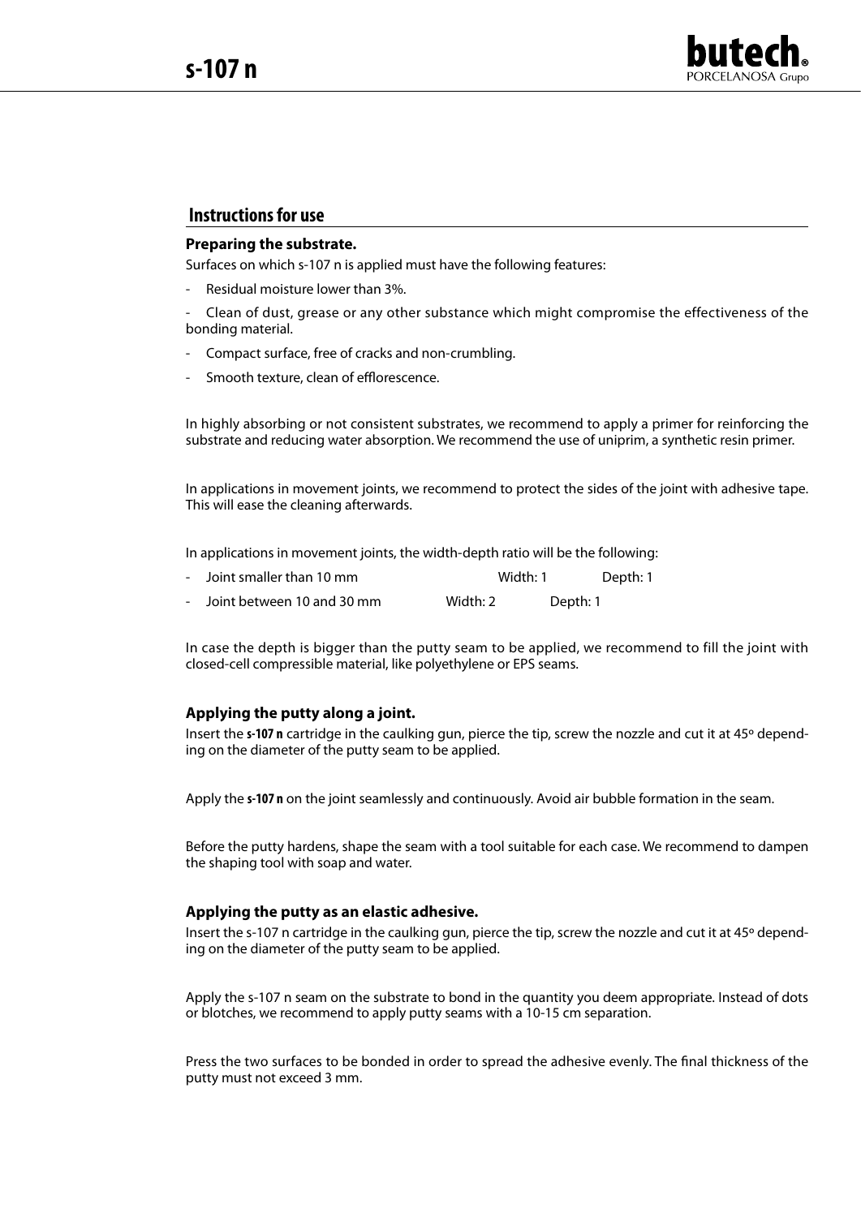## Instructions for use

**Preparing the substrate.**

Surfaces on which s-107 n is applied must have the following features:

- Residual moisture lower than 3%.
- Clean of dust, grease or any other substance which might compromise the effectiveness of the bonding material.
- Compact surface, free of cracks and non-crumbling.
- Smooth texture, clean of efflorescence.

In highly absorbing or not consistent substrates, we recommend to apply a primer for reinforcing the substrate and reducing water absorption. We recommend the use of uniprim, a synthetic resin primer.

In applications in movement joints, we recommend to protect the sides of the joint with adhesive tape. This will ease the cleaning afterwards.

In applications in movement joints, the width-depth ratio will be the following:

- Joint smaller than 10 mm — Width: 1 — Depth: 1
- Joint between 10 and 30 mm — Width: 2 — Depth: 1

In case the depth is bigger than the putty seam to be applied, we recommend to fill the joint with closed-cell compressible material, like polyethylene or EPS seams.

**Applying the putty along a joint.**

Insert the **s-107 n** cartridge in the caulking gun, pierce the tip, screw the nozzle and cut it at 45º depending on the diameter of the putty seam to be applied.

Apply the **s-107 n** on the joint seamlessly and continuously. Avoid air bubble formation in the seam.

Before the putty hardens, shape the seam with a tool suitable for each case. We recommend to dampen the shaping tool with soap and water.

**Applying the putty as an elastic adhesive.**

Insert the s-107 n cartridge in the caulking gun, pierce the tip, screw the nozzle and cut it at 45º depending on the diameter of the putty seam to be applied.

Apply the s-107 n seam on the substrate to bond in the quantity you deem appropriate. Instead of dots or blotches, we recommend to apply putty seams with a 10-15 cm separation.

Press the two surfaces to be bonded in order to spread the adhesive evenly. The final thickness of the putty must not exceed 3 mm.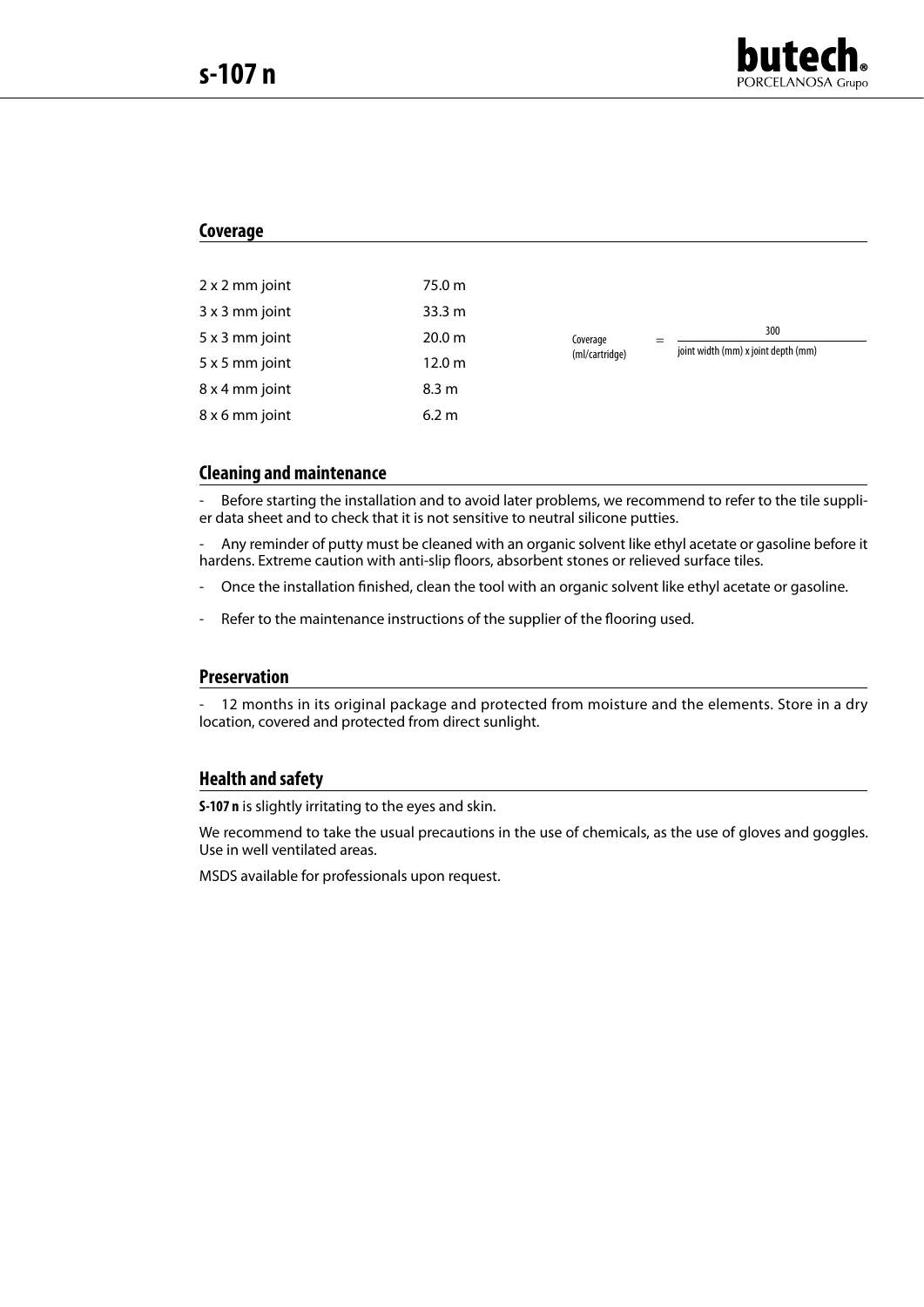## Coverage

| | |
|---|---|
| 2 x 2 mm joint | 75.0 m |
| 3 x 3 mm joint | 33.3 m |
| 5 x 3 mm joint | 20.0 m |
| 5 x 5 mm joint | 12.0 m |
| 8 x 4 mm joint | 8.3 m |
| 8 x 6 mm joint | 6.2 m |

$$\text{Coverage (ml/cartridge)} = \frac{300}{\text{joint width (mm) x joint depth (mm)}}$$

## Cleaning and maintenance

- Before starting the installation and to avoid later problems, we recommend to refer to the tile supplier data sheet and to check that it is not sensitive to neutral silicone putties.
- Any reminder of putty must be cleaned with an organic solvent like ethyl acetate or gasoline before it hardens. Extreme caution with anti-slip floors, absorbent stones or relieved surface tiles.
- Once the installation finished, clean the tool with an organic solvent like ethyl acetate or gasoline.
- Refer to the maintenance instructions of the supplier of the flooring used.

## Preservation

- 12 months in its original package and protected from moisture and the elements. Store in a dry location, covered and protected from direct sunlight.

## Health and safety

**S-107 n** is slightly irritating to the eyes and skin.

We recommend to take the usual precautions in the use of chemicals, as the use of gloves and goggles. Use in well ventilated areas.

MSDS available for professionals upon request.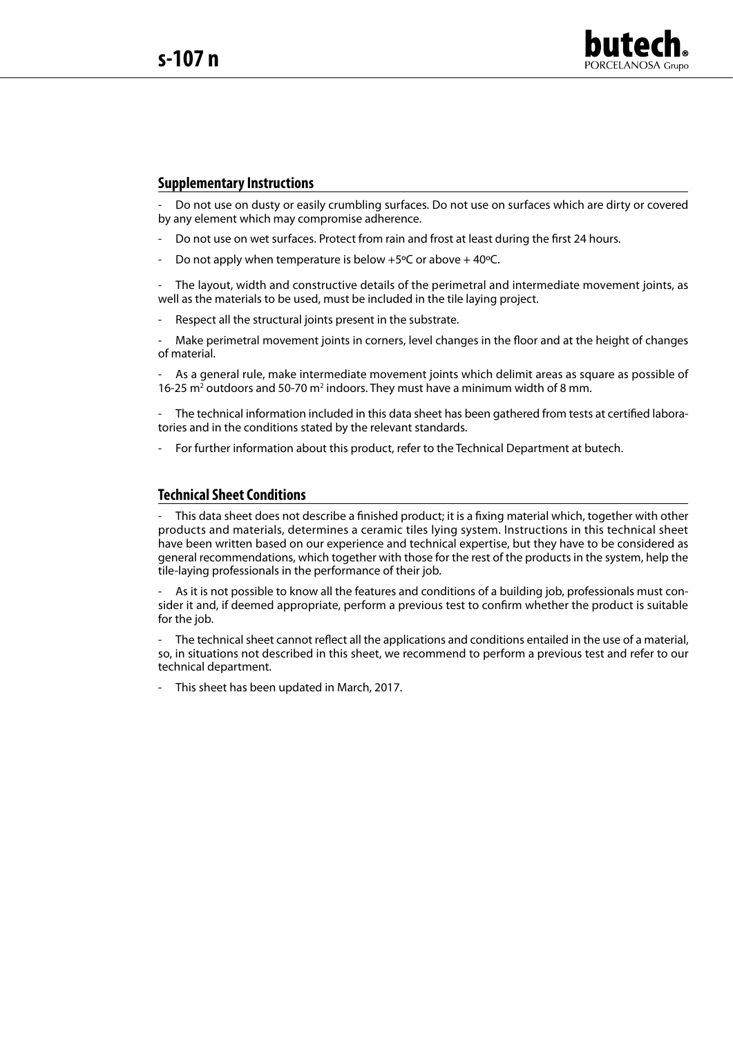## Supplementary Instructions

- Do not use on dusty or easily crumbling surfaces. Do not use on surfaces which are dirty or covered by any element which may compromise adherence.
- Do not use on wet surfaces. Protect from rain and frost at least during the first 24 hours.
- Do not apply when temperature is below +5ºC or above + 40ºC.
- The layout, width and constructive details of the perimetral and intermediate movement joints, as well as the materials to be used, must be included in the tile laying project.
- Respect all the structural joints present in the substrate.
- Make perimetral movement joints in corners, level changes in the floor and at the height of changes of material.
- As a general rule, make intermediate movement joints which delimit areas as square as possible of 16-25 $m^2$ outdoors and 50-70 $m^2$ indoors. They must have a minimum width of 8 mm.
- The technical information included in this data sheet has been gathered from tests at certified laboratories and in the conditions stated by the relevant standards.
- For further information about this product, refer to the Technical Department at butech.

## Technical Sheet Conditions

- This data sheet does not describe a finished product; it is a fixing material which, together with other products and materials, determines a ceramic tiles lying system. Instructions in this technical sheet have been written based on our experience and technical expertise, but they have to be considered as general recommendations, which together with those for the rest of the products in the system, help the tile-laying professionals in the performance of their job.
- As it is not possible to know all the features and conditions of a building job, professionals must consider it and, if deemed appropriate, perform a previous test to confirm whether the product is suitable for the job.
- The technical sheet cannot reflect all the applications and conditions entailed in the use of a material, so, in situations not described in this sheet, we recommend to perform a previous test and refer to our technical department.
- This sheet has been updated in March, 2017.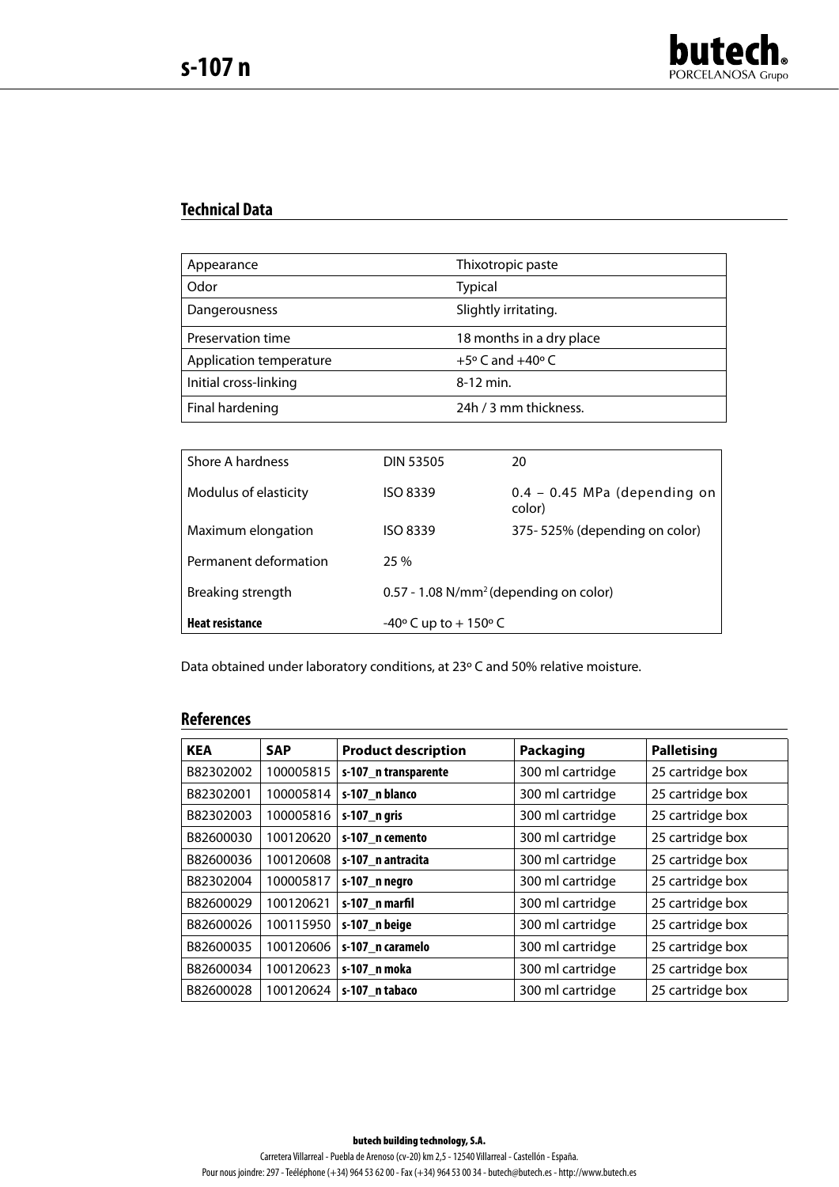## Technical Data

| | |
|---|---|
| Appearance | Thixotropic paste |
| Odor | Typical |
| Dangerousness | Slightly irritating. |
| Preservation time | 18 months in a dry place |
| Application temperature | +5º C and +40º C |
| Initial cross-linking | 8-12 min. |
| Final hardening | 24h / 3 mm thickness. |

| | | |
|---|---|---|
| Shore A hardness | DIN 53505 | 20 |
| Modulus of elasticity | ISO 8339 | 0.4 – 0.45 MPa (depending on color) |
| Maximum elongation | ISO 8339 | 375- 525% (depending on color) |
| Permanent deformation | 25 % | |
| Breaking strength | 0.57 - 1.08 N/mm$^2$ (depending on color) | |
| **Heat resistance** | -40º C up to + 150º C | |

Data obtained under laboratory conditions, at 23º C and 50% relative moisture.

## References

| KEA | SAP | Product description | Packaging | Palletising |
|---|---|---|---|---|
| B82302002 | 100005815 | **s-107_n transparente** | 300 ml cartridge | 25 cartridge box |
| B82302001 | 100005814 | **s-107_n blanco** | 300 ml cartridge | 25 cartridge box |
| B82302003 | 100005816 | **s-107_n gris** | 300 ml cartridge | 25 cartridge box |
| B82600030 | 100120620 | **s-107_n cemento** | 300 ml cartridge | 25 cartridge box |
| B82600036 | 100120608 | **s-107_n antracita** | 300 ml cartridge | 25 cartridge box |
| B82302004 | 100005817 | **s-107_n negro** | 300 ml cartridge | 25 cartridge box |
| B82600029 | 100120621 | **s-107_n marfil** | 300 ml cartridge | 25 cartridge box |
| B82600026 | 100115950 | **s-107_n beige** | 300 ml cartridge | 25 cartridge box |
| B82600035 | 100120606 | **s-107_n caramelo** | 300 ml cartridge | 25 cartridge box |
| B82600034 | 100120623 | **s-107_n moka** | 300 ml cartridge | 25 cartridge box |
| B82600028 | 100120624 | **s-107_n tabaco** | 300 ml cartridge | 25 cartridge box |